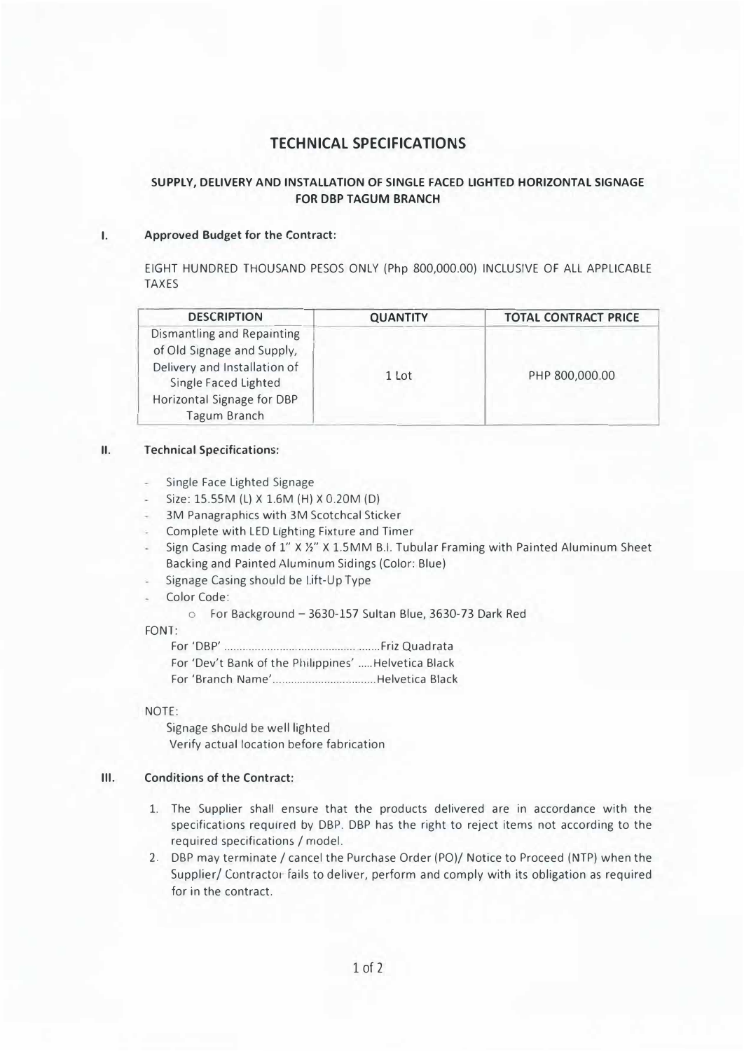# TECHNICAL SPECIFICATIONS

## SUPPLY, DELIVERY AND INSTALLATION OF SINGLE FACED LIGHTED HORIZONTAL SIGNAGE FOR DBP TAGUM BRANCH

### I. Approved Budget for the Contract:

EIGHT HUNDRED THOUSAND PESOS ONLY (Php 800,000.00) INCLUSIVE OF ALL APPLICABLE TAXES

| DESCRIPTION | QUANTITY | TOTAL CONTRACT PRICE |
|---|---|---|
| Dismantling and Repainting of Old Signage and Supply, Delivery and Installation of Single Faced Lighted Horizontal Signage for DBP Tagum Branch | 1 Lot | PHP 800,000.00 |

### II. Technical Specifications:

- Single Face Lighted Signage
- Size: 15.55M (L) X 1.6M (H) X 0.20M (D)
- 3M Panagraphics with 3M Scotchcal Sticker
- Complete with LED Lighting Fixture and Timer
- Sign Casing made of 1" X ½" X 1.5MM B.I. Tubular Framing with Painted Aluminum Sheet Backing and Painted Aluminum Sidings (Color: Blue)
- Signage Casing should be Lift-Up Type
- Color Code:
  - For Background – 3630-157 Sultan Blue, 3630-73 Dark Red

FONT:

For 'DBP' .............................................. .......Friz Quadrata
For 'Dev't Bank of the Philippines' .....Helvetica Black
For 'Branch Name'.................................Helvetica Black

NOTE:

Signage should be well lighted
Verify actual location before fabrication

### III. Conditions of the Contract:

1. The Supplier shall ensure that the products delivered are in accordance with the specifications required by DBP. DBP has the right to reject items not according to the required specifications / model.
2. DBP may terminate / cancel the Purchase Order (PO)/ Notice to Proceed (NTP) when the Supplier/ Contractor fails to deliver, perform and comply with its obligation as required for in the contract.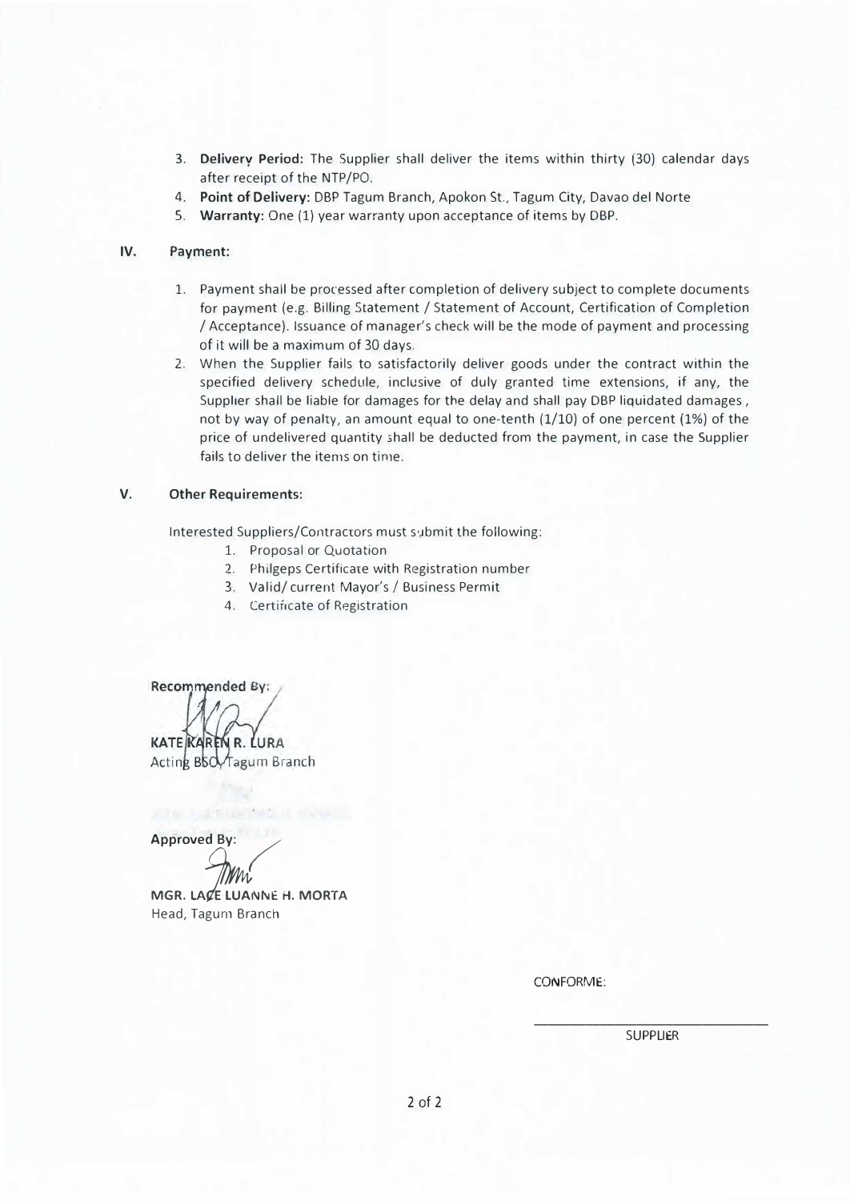3. **Delivery Period:** The Supplier shall deliver the items within thirty (30) calendar days after receipt of the NTP/PO.
4. **Point of Delivery:** DBP Tagum Branch, Apokon St., Tagum City, Davao del Norte
5. **Warranty:** One (1) year warranty upon acceptance of items by DBP.

## IV. Payment:

1. Payment shall be processed after completion of delivery subject to complete documents for payment (e.g. Billing Statement / Statement of Account, Certification of Completion / Acceptance). Issuance of manager's check will be the mode of payment and processing of it will be a maximum of 30 days.
2. When the Supplier fails to satisfactorily deliver goods under the contract within the specified delivery schedule, inclusive of duly granted time extensions, if any, the Supplier shall be liable for damages for the delay and shall pay DBP liquidated damages , not by way of penalty, an amount equal to one-tenth (1/10) of one percent (1%) of the price of undelivered quantity shall be deducted from the payment, in case the Supplier fails to deliver the items on time.

## V. Other Requirements:

Interested Suppliers/Contractors must submit the following:

1. Proposal or Quotation
2. Philgeps Certificate with Registration number
3. Valid/ current Mayor's / Business Permit
4. Certificate of Registration

**Recommended By:**

**KATE KAREN R. LURA**
Acting BSO, Tagum Branch

**Approved By:**

**MGR. LACE LUANNE H. MORTA**
Head, Tagum Branch

CONFORME:

\_\_\_\_\_\_\_\_\_\_\_\_\_\_\_\_\_\_\_\_\_\_\_\_\_\_\_\_\_\_
SUPPLIER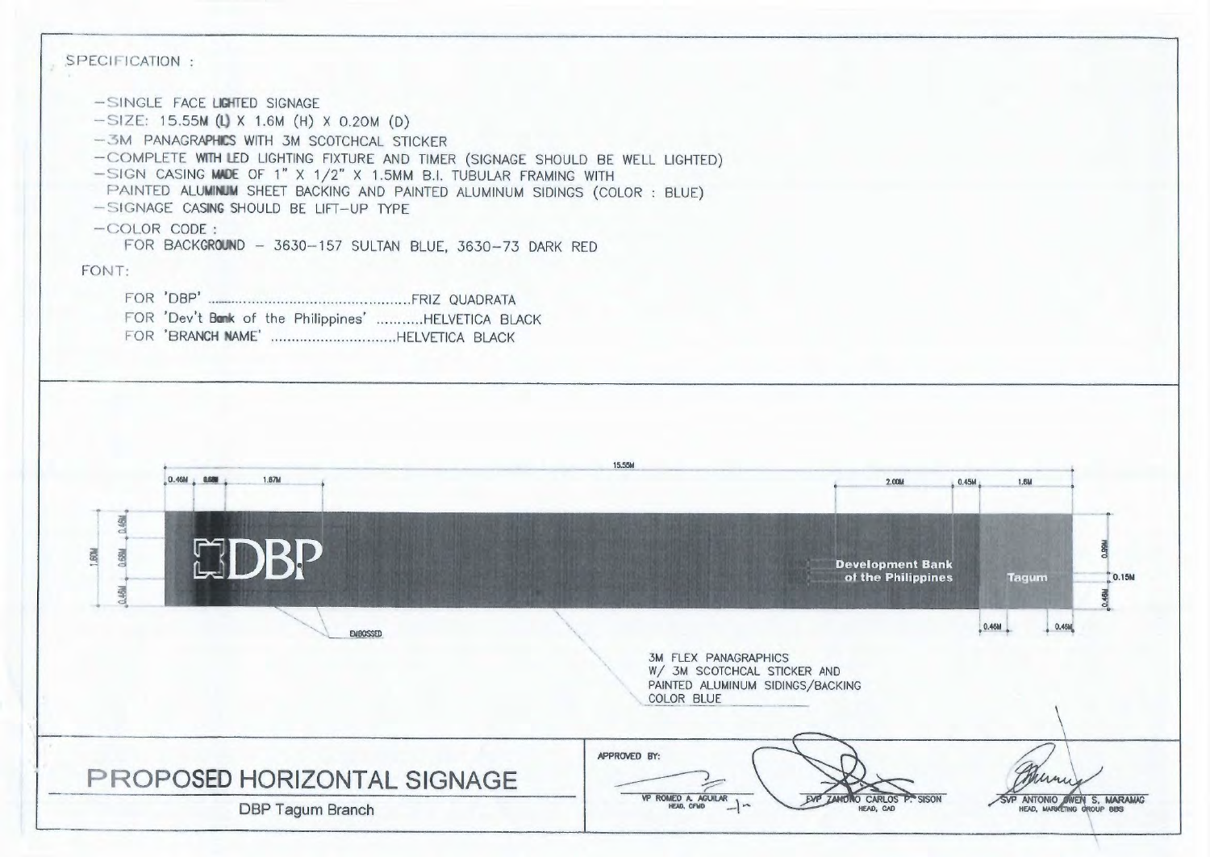SPECIFICATION :

- SINGLE FACE LIGHTED SIGNAGE
- SIZE: 15.55M (L) X 1.6M (H) X 0.20M (D)
- 3M PANAGRAPHICS WITH 3M SCOTCHCAL STICKER
- COMPLETE WITH LED LIGHTING FIXTURE AND TIMER (SIGNAGE SHOULD BE WELL LIGHTED)
- SIGN CASING MADE OF 1" X 1/2" X 1.5MM B.I. TUBULAR FRAMING WITH PAINTED ALUMINUM SHEET BACKING AND PAINTED ALUMINUM SIDINGS (COLOR : BLUE)
- SIGNAGE CASING SHOULD BE LIFT-UP TYPE
- COLOR CODE :
  FOR BACKGROUND - 3630-157 SULTAN BLUE, 3630-73 DARK RED

FONT:

FOR 'DBP' ............................................FRIZ QUADRATA
FOR 'Dev't Bank of the Philippines' ...........HELVETICA BLACK
FOR 'BRANCH NAME' ..............................HELVETICA BLACK

15.55M
0.46M
0.68M
1.67M
2.00M
0.45M
1.6M
1.60M
0.46M
0.68M
0.46M
0.99M
0.15M
0.46M
0.46M
0.46M

DBP

Development Bank
of the Philippines

Tagum

EMBOSSED

3M FLEX PANAGRAPHICS
W/ 3M SCOTCHCAL STICKER AND
PAINTED ALUMINUM SIDINGS/BACKING
COLOR BLUE

# PROPOSED HORIZONTAL SIGNAGE

DBP Tagum Branch

APPROVED BY:

VP ROMEO A. AGUILAR
HEAD, CFMD

EVP ZANDRO CARLOS P. SISON
HEAD, CAD

SVP ANTONIO OWEN S. MARAMAG
HEAD, MARKETING GROUP BBS